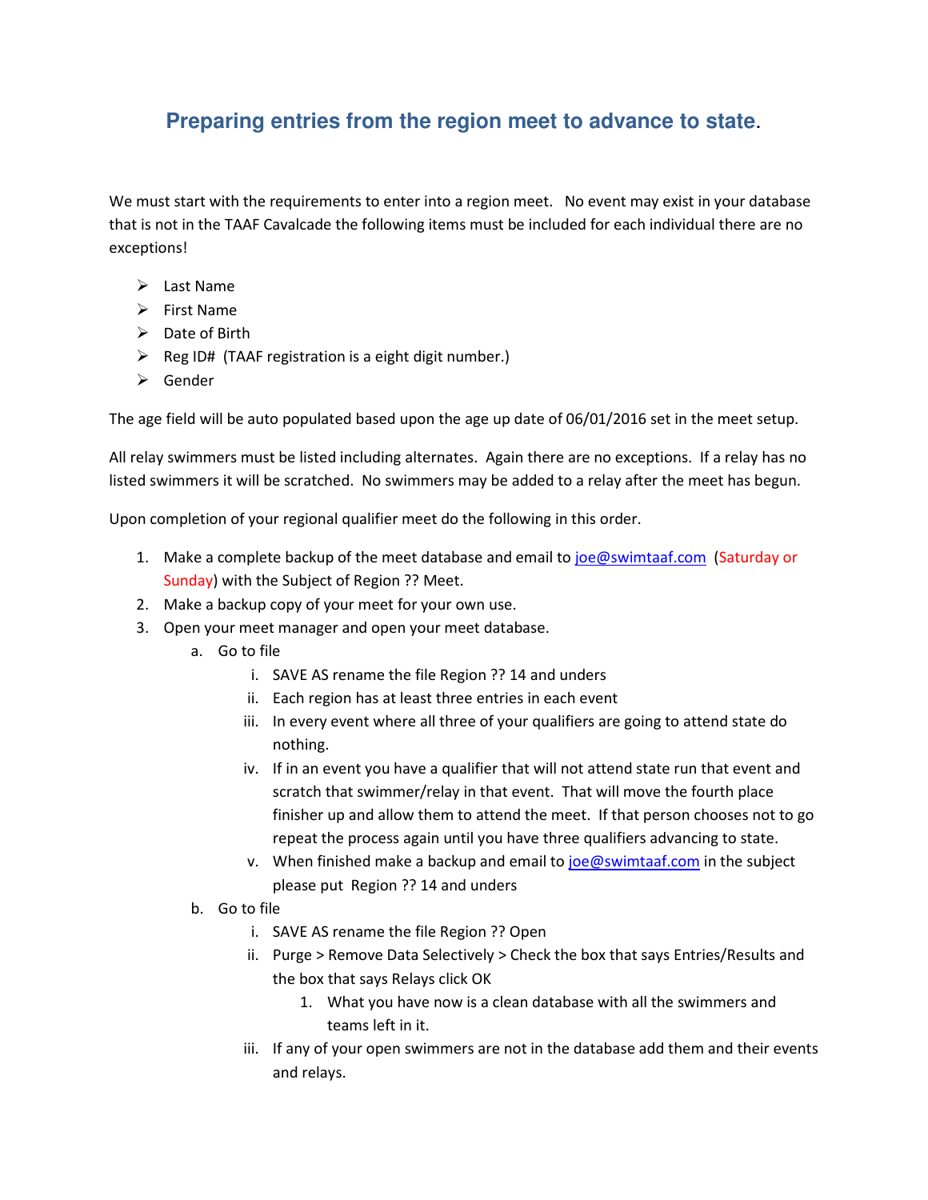# Preparing entries from the region meet to advance to state.

We must start with the requirements to enter into a region meet. No event may exist in your database that is not in the TAAF Cavalcade the following items must be included for each individual there are no exceptions!

- Last Name
- First Name
- Date of Birth
- Reg ID# (TAAF registration is a eight digit number.)
- Gender

The age field will be auto populated based upon the age up date of 06/01/2016 set in the meet setup.

All relay swimmers must be listed including alternates. Again there are no exceptions. If a relay has no listed swimmers it will be scratched. No swimmers may be added to a relay after the meet has begun.

Upon completion of your regional qualifier meet do the following in this order.

1. Make a complete backup of the meet database and email to joe@swimtaaf.com (Saturday or Sunday) with the Subject of Region ?? Meet.
2. Make a backup copy of your meet for your own use.
3. Open your meet manager and open your meet database.
   a. Go to file
      i. SAVE AS rename the file Region ?? 14 and unders
      ii. Each region has at least three entries in each event
      iii. In every event where all three of your qualifiers are going to attend state do nothing.
      iv. If in an event you have a qualifier that will not attend state run that event and scratch that swimmer/relay in that event. That will move the fourth place finisher up and allow them to attend the meet. If that person chooses not to go repeat the process again until you have three qualifiers advancing to state.
      v. When finished make a backup and email to joe@swimtaaf.com in the subject please put Region ?? 14 and unders
   b. Go to file
      i. SAVE AS rename the file Region ?? Open
      ii. Purge > Remove Data Selectively > Check the box that says Entries/Results and the box that says Relays click OK
         1. What you have now is a clean database with all the swimmers and teams left in it.
      iii. If any of your open swimmers are not in the database add them and their events and relays.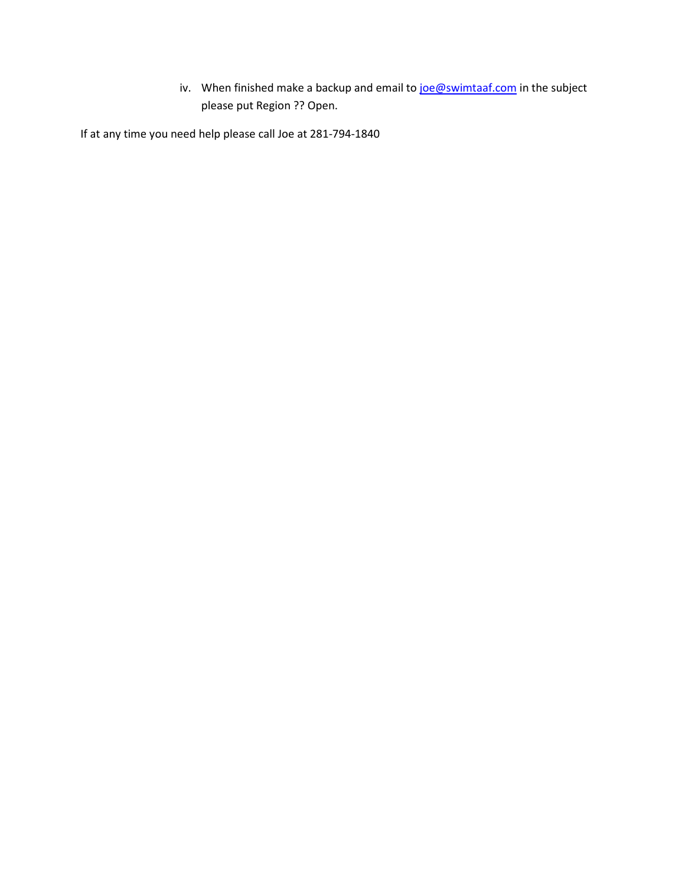iv. When finished make a backup and email to [joe@swimtaaf.com](mailto:joe@swimtaaf.com) in the subject please put Region ?? Open.

If at any time you need help please call Joe at 281-794-1840